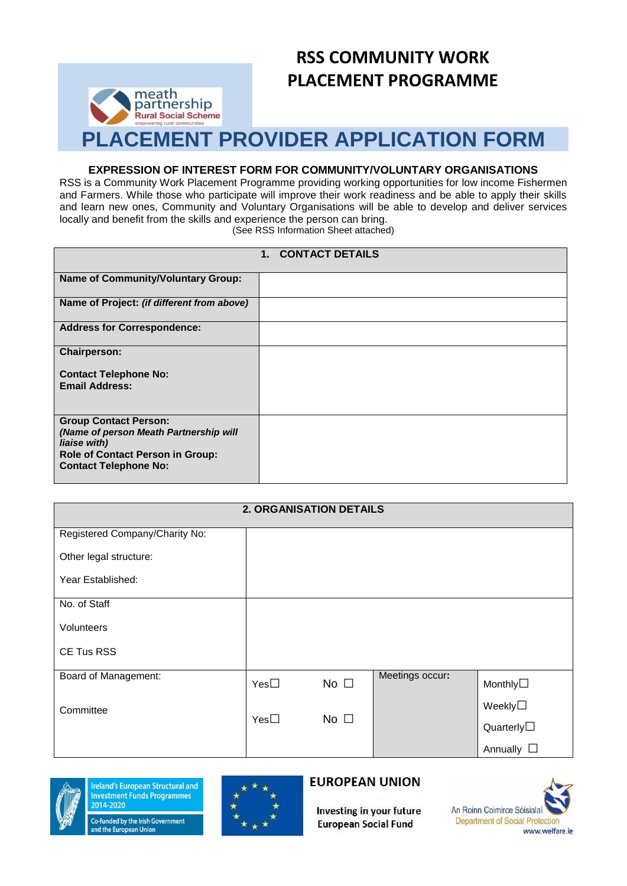# RSS COMMUNITY WORK PLACEMENT PROGRAMME

meath partnership
Rural Social Scheme
empowering rural communities

# PLACEMENT PROVIDER APPLICATION FORM

**EXPRESSION OF INTEREST FORM FOR COMMUNITY/VOLUNTARY ORGANISATIONS**

RSS is a Community Work Placement Programme providing working opportunities for low income Fishermen and Farmers. While those who participate will improve their work readiness and be able to apply their skills and learn new ones, Community and Voluntary Organisations will be able to develop and deliver services locally and benefit from the skills and experience the person can bring.

(See RSS Information Sheet attached)

| **1. CONTACT DETAILS** | |
|---|---|
| **Name of Community/Voluntary Group:** | |
| **Name of Project:** ***(if different from above)*** | |
| **Address for Correspondence:** | |
| **Chairperson:**<br><br>**Contact Telephone No:**<br>**Email Address:** | |
| **Group Contact Person:**<br>***(Name of person Meath Partnership will liaise with)***<br>**Role of Contact Person in Group:**<br>**Contact Telephone No:** | |

| **2. ORGANISATION DETAILS** | | | | |
|---|---|---|---|---|
| Registered Company/Charity No:<br><br>Other legal structure:<br><br>Year Established: | | | | |
| No. of Staff<br><br>Volunteers<br><br>CE Tus RSS | | | | |
| Board of Management: | Yes☐ | No ☐ | Meetings occur: | Monthly☐ |
| Committee | Yes☐ | No ☐ | | Weekly☐<br>Quarterly☐<br>Annually ☐ |

Ireland's European Structural and Investment Funds Programmes 2014-2020
Co-funded by the Irish Government and the European Union

EUROPEAN UNION
Investing in your future
European Social Fund

An Roinn Coimirce Sóisialaí
Department of Social Protection
www.welfare.ie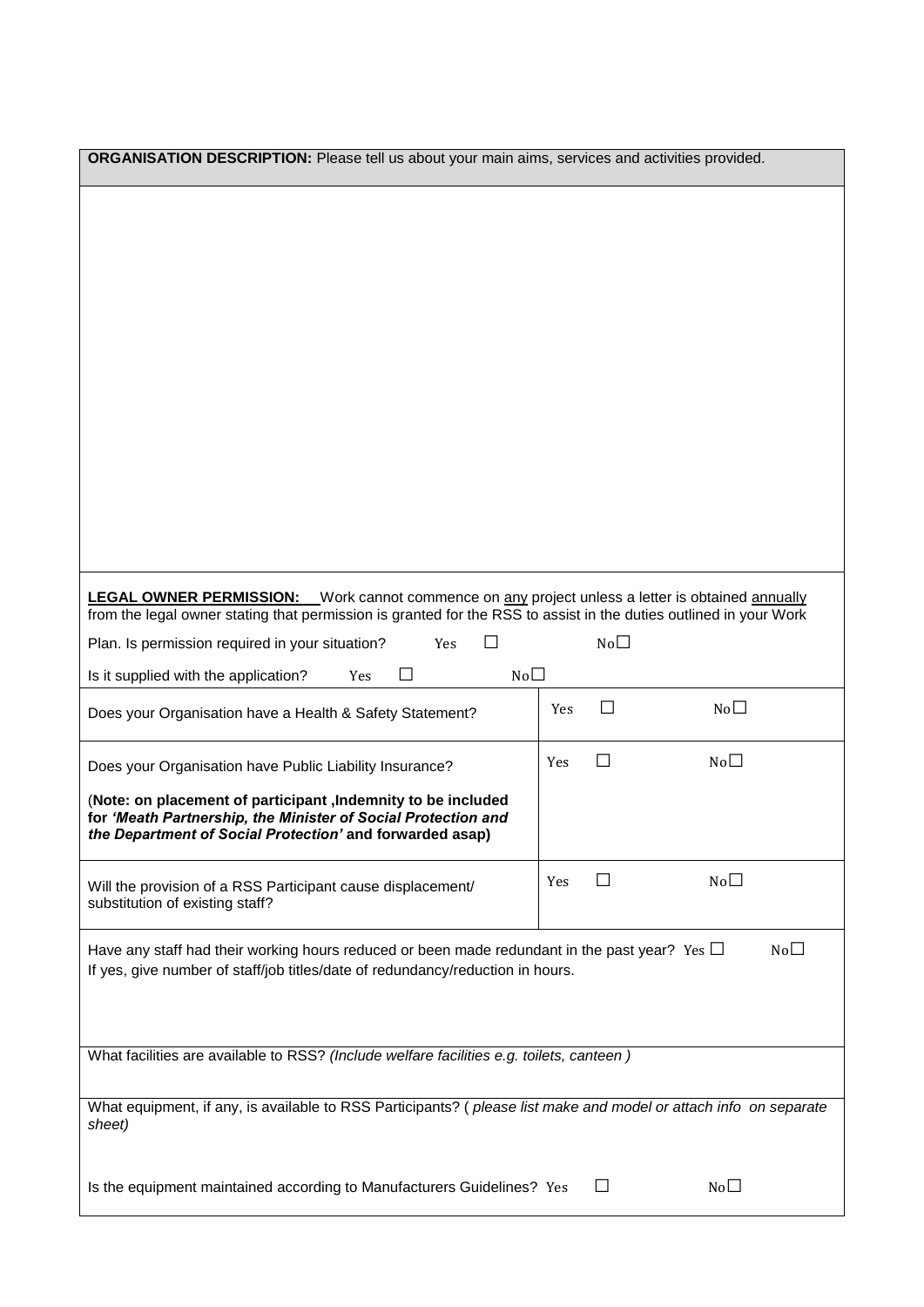**ORGANISATION DESCRIPTION:** Please tell us about your main aims, services and activities provided.

**LEGAL OWNER PERMISSION:** Work cannot commence on any project unless a letter is obtained annually from the legal owner stating that permission is granted for the RSS to assist in the duties outlined in your Work Plan. Is permission required in your situation? Yes ☐ No☐

Is it supplied with the application? Yes ☐ No☐

| | | |
|---|---|---|
| Does your Organisation have a Health & Safety Statement? | Yes ☐ | No☐ |
| Does your Organisation have Public Liability Insurance?<br><br>(**Note: on placement of participant ,Indemnity to be included for *'Meath Partnership, the Minister of Social Protection and the Department of Social Protection'* and forwarded asap)** | Yes ☐ | No☐ |
| Will the provision of a RSS Participant cause displacement/ substitution of existing staff? | Yes ☐ | No☐ |

Have any staff had their working hours reduced or been made redundant in the past year? Yes ☐ No☐

If yes, give number of staff/job titles/date of redundancy/reduction in hours.

What facilities are available to RSS? *(Include welfare facilities e.g. toilets, canteen )*

What equipment, if any, is available to RSS Participants? ( *please list make and model or attach info on separate sheet)*

Is the equipment maintained according to Manufacturers Guidelines? Yes ☐ No☐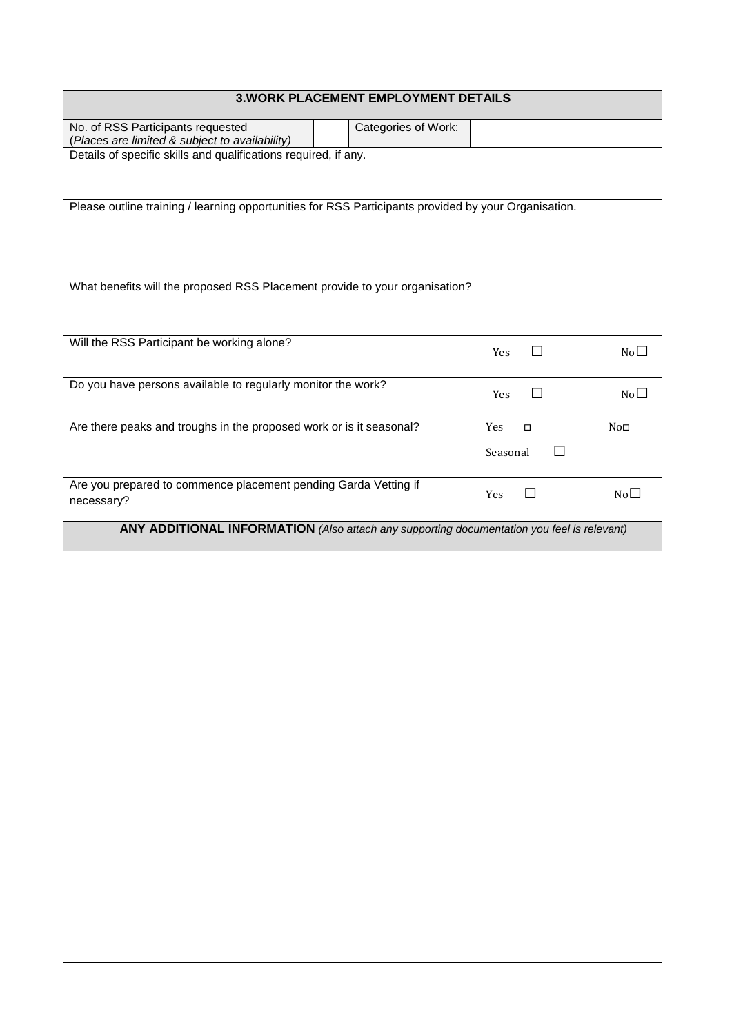## 3.WORK PLACEMENT EMPLOYMENT DETAILS

| No. of RSS Participants requested (*Places are limited & subject to availability*) | | Categories of Work: | |
|---|---|---|---|

Details of specific skills and qualifications required, if any.

Please outline training / learning opportunities for RSS Participants provided by your Organisation.

What benefits will the proposed RSS Placement provide to your organisation?

| | |
|---|---|
| Will the RSS Participant be working alone? | Yes ☐ No ☐ |
| Do you have persons available to regularly monitor the work? | Yes ☐ No ☐ |
| Are there peaks and troughs in the proposed work or is it seasonal? | Yes ☐ No ☐ Seasonal ☐ |
| Are you prepared to commence placement pending Garda Vetting if necessary? | Yes ☐ No ☐ |

**ANY ADDITIONAL INFORMATION** *(Also attach any supporting documentation you feel is relevant)*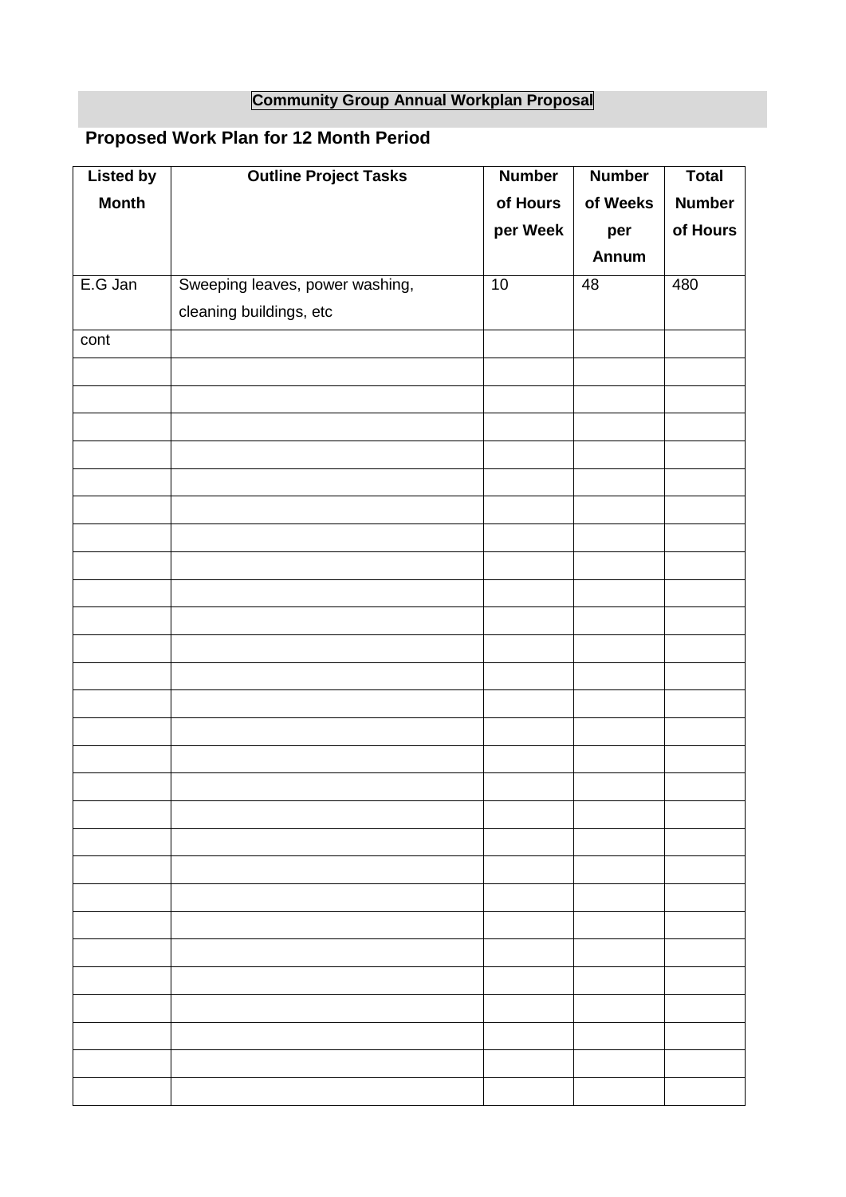**Community Group Annual Workplan Proposal**

## Proposed Work Plan for 12 Month Period

| Listed by Month | Outline Project Tasks | Number of Hours per Week | Number of Weeks per Annum | Total Number of Hours |
|---|---|---|---|---|
| E.G Jan | Sweeping leaves, power washing, cleaning buildings, etc | 10 | 48 | 480 |
| cont | | | | |
| | | | | |
| | | | | |
| | | | | |
| | | | | |
| | | | | |
| | | | | |
| | | | | |
| | | | | |
| | | | | |
| | | | | |
| | | | | |
| | | | | |
| | | | | |
| | | | | |
| | | | | |
| | | | | |
| | | | | |
| | | | | |
| | | | | |
| | | | | |
| | | | | |
| | | | | |
| | | | | |
| | | | | |
| | | | | |
| | | | | |
| | | | | |
| | | | | |
| | | | | |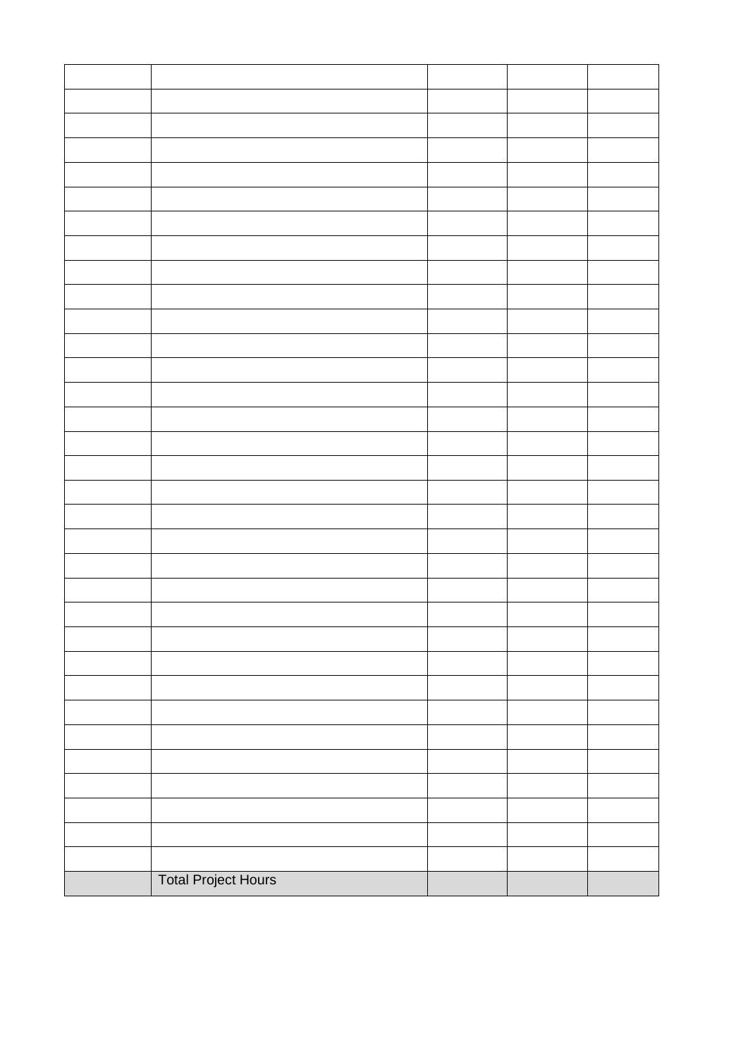| | | | | |
|---|---|---|---|---|
| | | | | |
| | | | | |
| | | | | |
| | | | | |
| | | | | |
| | | | | |
| | | | | |
| | | | | |
| | | | | |
| | | | | |
| | | | | |
| | | | | |
| | | | | |
| | | | | |
| | | | | |
| | | | | |
| | | | | |
| | | | | |
| | | | | |
| | | | | |
| | | | | |
| | | | | |
| | | | | |
| | | | | |
| | | | | |
| | | | | |
| | | | | |
| | | | | |
| | | | | |
| | | | | |
| | | | | |
| | | | | |
| | Total Project Hours | | | |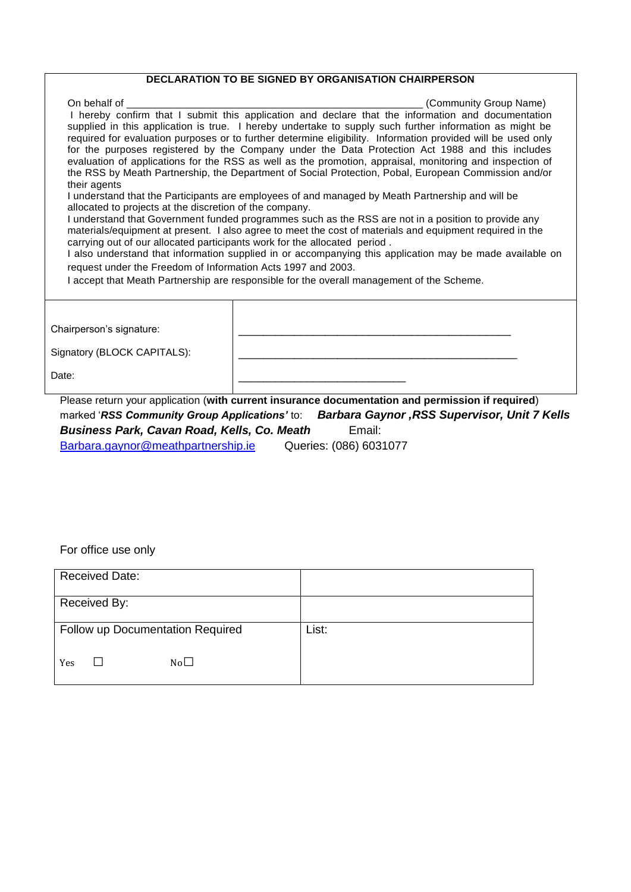**DECLARATION TO BE SIGNED BY ORGANISATION CHAIRPERSON**

On behalf of ______________________________________________ (Community Group Name)
I hereby confirm that I submit this application and declare that the information and documentation supplied in this application is true. I hereby undertake to supply such further information as might be required for evaluation purposes or to further determine eligibility. Information provided will be used only for the purposes registered by the Company under the Data Protection Act 1988 and this includes evaluation of applications for the RSS as well as the promotion, appraisal, monitoring and inspection of the RSS by Meath Partnership, the Department of Social Protection, Pobal, European Commission and/or their agents

I understand that the Participants are employees of and managed by Meath Partnership and will be allocated to projects at the discretion of the company.

I understand that Government funded programmes such as the RSS are not in a position to provide any materials/equipment at present. I also agree to meet the cost of materials and equipment required in the carrying out of our allocated participants work for the allocated period .

I also understand that information supplied in or accompanying this application may be made available on request under the Freedom of Information Acts 1997 and 2003.

I accept that Meath Partnership are responsible for the overall management of the Scheme.

| | |
|---|---|
| Chairperson's signature: | ______________________________________________ |
| Signatory (BLOCK CAPITALS): | ______________________________________________ |
| Date: | ____________________________ |

Please return your application (**with current insurance documentation and permission if required**) marked '***RSS Community Group Applications'*** to: ***Barbara Gaynor ,RSS Supervisor, Unit 7 Kells Business Park, Cavan Road, Kells, Co. Meath*** Email: Barbara.gaynor@meathpartnership.ie Queries: (086) 6031077

For office use only

| | |
|---|---|
| Received Date: | |
| Received By: | |
| Follow up Documentation Required<br><br>Yes ☐ No☐ | List: |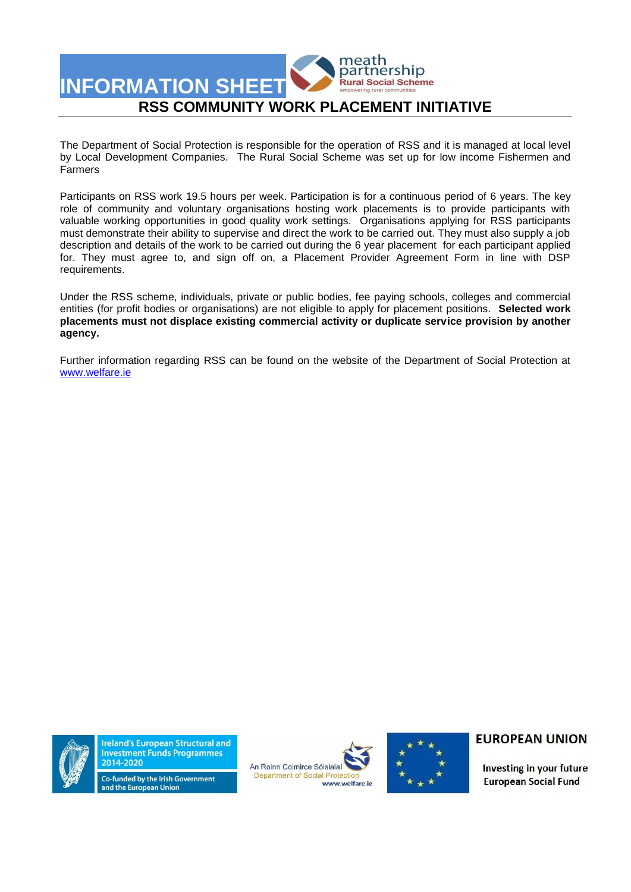# INFORMATION SHEET

meath partnership
Rural Social Scheme
empowering rural communities

## RSS COMMUNITY WORK PLACEMENT INITIATIVE

The Department of Social Protection is responsible for the operation of RSS and it is managed at local level by Local Development Companies. The Rural Social Scheme was set up for low income Fishermen and Farmers

Participants on RSS work 19.5 hours per week. Participation is for a continuous period of 6 years. The key role of community and voluntary organisations hosting work placements is to provide participants with valuable working opportunities in good quality work settings. Organisations applying for RSS participants must demonstrate their ability to supervise and direct the work to be carried out. They must also supply a job description and details of the work to be carried out during the 6 year placement for each participant applied for. They must agree to, and sign off on, a Placement Provider Agreement Form in line with DSP requirements.

Under the RSS scheme, individuals, private or public bodies, fee paying schools, colleges and commercial entities (for profit bodies or organisations) are not eligible to apply for placement positions. **Selected work placements must not displace existing commercial activity or duplicate service provision by another agency.**

Further information regarding RSS can be found on the website of the Department of Social Protection at www.welfare.ie

Ireland's European Structural and Investment Funds Programmes 2014-2020
Co-funded by the Irish Government and the European Union

An Roinn Coimirce Sóisialaí
Department of Social Protection
www.welfare.ie

EUROPEAN UNION
Investing in your future
European Social Fund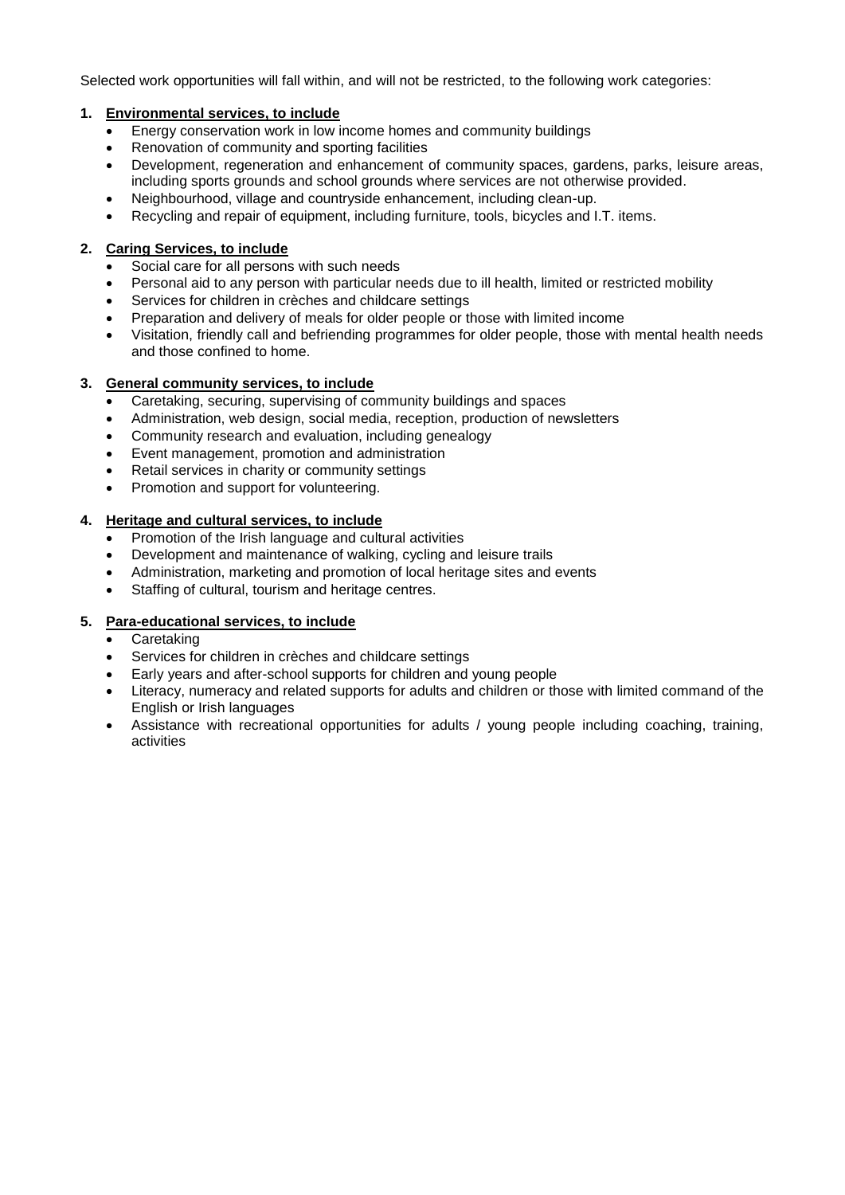Selected work opportunities will fall within, and will not be restricted, to the following work categories:

1. **Environmental services, to include**
   - Energy conservation work in low income homes and community buildings
   - Renovation of community and sporting facilities
   - Development, regeneration and enhancement of community spaces, gardens, parks, leisure areas, including sports grounds and school grounds where services are not otherwise provided.
   - Neighbourhood, village and countryside enhancement, including clean-up.
   - Recycling and repair of equipment, including furniture, tools, bicycles and I.T. items.

2. **Caring Services, to include**
   - Social care for all persons with such needs
   - Personal aid to any person with particular needs due to ill health, limited or restricted mobility
   - Services for children in crèches and childcare settings
   - Preparation and delivery of meals for older people or those with limited income
   - Visitation, friendly call and befriending programmes for older people, those with mental health needs and those confined to home.

3. **General community services, to include**
   - Caretaking, securing, supervising of community buildings and spaces
   - Administration, web design, social media, reception, production of newsletters
   - Community research and evaluation, including genealogy
   - Event management, promotion and administration
   - Retail services in charity or community settings
   - Promotion and support for volunteering.

4. **Heritage and cultural services, to include**
   - Promotion of the Irish language and cultural activities
   - Development and maintenance of walking, cycling and leisure trails
   - Administration, marketing and promotion of local heritage sites and events
   - Staffing of cultural, tourism and heritage centres.

5. **Para-educational services, to include**
   - Caretaking
   - Services for children in crèches and childcare settings
   - Early years and after-school supports for children and young people
   - Literacy, numeracy and related supports for adults and children or those with limited command of the English or Irish languages
   - Assistance with recreational opportunities for adults / young people including coaching, training, activities